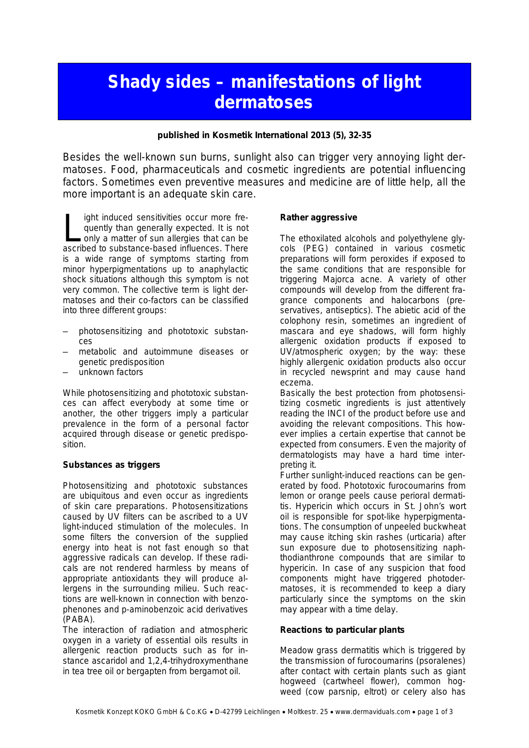# Shady sides – manifestations of light dermatoses

**published in Kosmetik International 2013 (5), 32-35**

Besides the well-known sun burns, sunlight also can trigger very annoying light dermatoses. Food, pharmaceuticals and cosmetic ingredients are potential influencing factors. Sometimes even preventive measures and medicine are of little help, all the more important is an adequate skin care.

Light induced sensitivities occur more frequently than generally expected. It is not only a matter of sun allergies that can be ascribed to substance-based influences. There is a wide range of symptoms starting from minor hyperpigmentations up to anaphylactic shock situations although this symptom is not very common. The collective term is light dermatoses and their co-factors can be classified into three different groups:

- photosensitizing and phototoxic substances
- metabolic and autoimmune diseases or genetic predisposition
- unknown factors

While photosensitizing and phototoxic substances can affect everybody at some time or another, the other triggers imply a particular prevalence in the form of a personal factor acquired through disease or genetic predisposition.

### Substances as triggers

Photosensitizing and phototoxic substances are ubiquitous and even occur as ingredients of skin care preparations. Photosensitizations caused by UV filters can be ascribed to a UV light-induced stimulation of the molecules. In some filters the conversion of the supplied energy into heat is not fast enough so that aggressive radicals can develop. If these radicals are not rendered harmless by means of appropriate antioxidants they will produce allergens in the surrounding milieu. Such reactions are well-known in connection with benzophenones and p-aminobenzoic acid derivatives (PABA).

The interaction of radiation and atmospheric oxygen in a variety of essential oils results in allergenic reaction products such as for instance ascaridol and 1,2,4-trihydroxymenthane in tea tree oil or bergapten from bergamot oil.

### Rather aggressive

The ethoxilated alcohols and polyethylene glycols (PEG) contained in various cosmetic preparations will form peroxides if exposed to the same conditions that are responsible for triggering Majorca acne. A variety of other compounds will develop from the different fragrance components and halocarbons (preservatives, antiseptics). The abietic acid of the colophony resin, sometimes an ingredient of mascara and eye shadows, will form highly allergenic oxidation products if exposed to UV/atmospheric oxygen; by the way: these highly allergenic oxidation products also occur in recycled newsprint and may cause hand eczema.

Basically the best protection from photosensitizing cosmetic ingredients is just attentively reading the INCI of the product before use and avoiding the relevant compositions. This however implies a certain expertise that cannot be expected from consumers. Even the majority of dermatologists may have a hard time interpreting it.

Further sunlight-induced reactions can be generated by food. Phototoxic furocoumarins from lemon or orange peels cause perioral dermatitis. Hypericin which occurs in St. John's wort oil is responsible for spot-like hyperpigmentations. The consumption of unpeeled buckwheat may cause itching skin rashes (urticaria) after sun exposure due to photosensitizing naphthodianthrone compounds that are similar to hypericin. In case of any suspicion that food components might have triggered photodermatoses, it is recommended to keep a diary particularly since the symptoms on the skin may appear with a time delay.

### Reactions to particular plants

Meadow grass dermatitis which is triggered by the transmission of furocoumarins (psoralenes) after contact with certain plants such as giant hogweed (cartwheel flower), common hogweed (cow parsnip, eltrot) or celery also has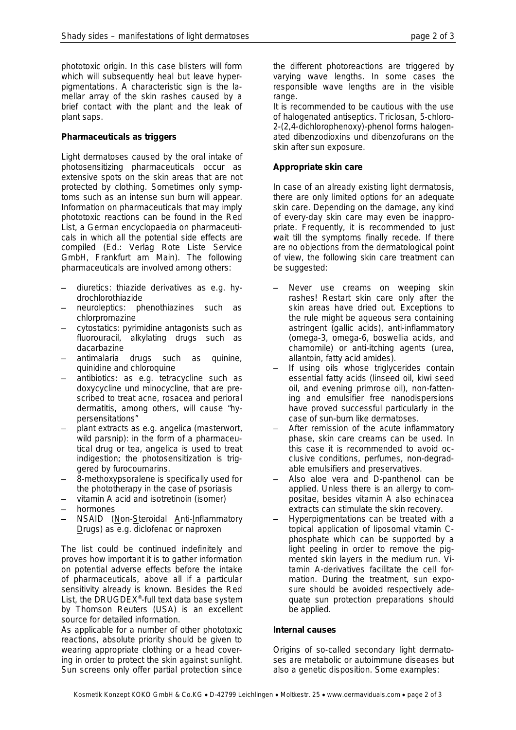phototoxic origin. In this case blisters will form which will subsequently heal but leave hyperpigmentations. A characteristic sign is the lamellar array of the skin rashes caused by a brief contact with the plant and the leak of plant saps.

**Pharmaceuticals as triggers**

Light dermatoses caused by the oral intake of photosensitizing pharmaceuticals occur as extensive spots on the skin areas that are not protected by clothing. Sometimes only symptoms such as an intense sun burn will appear. Information on pharmaceuticals that may imply phototoxic reactions can be found in the Red List, a German encyclopaedia on pharmaceuticals in which all the potential side effects are compiled (Ed.: Verlag Rote Liste Service GmbH, Frankfurt am Main). The following pharmaceuticals are involved among others:

- diuretics: thiazide derivatives as e.g. hydrochlorothiazide
- neuroleptics: phenothiazines such as chlorpromazine
- cytostatics: pyrimidine antagonists such as fluorouracil, alkylating drugs such as dacarbazine
- antimalaria drugs such as quinine, quinidine and chloroquine
- antibiotics: as e.g. tetracycline such as doxycycline und minocycline, that are prescribed to treat acne, rosacea and perioral dermatitis, among others, will cause "hypersensitations"
- plant extracts as e.g. angelica (masterwort, wild parsnip): in the form of a pharmaceutical drug or tea, angelica is used to treat indigestion; the photosensitization is triggered by furocoumarins.
- 8-methoxypsoralene is specifically used for the phototherapy in the case of psoriasis
- vitamin A acid and isotretinoin (isomer)
- hormones
- NSAID (Non-Steroidal Anti-Inflammatory Drugs) as e.g. diclofenac or naproxen

The list could be continued indefinitely and proves how important it is to gather information on potential adverse effects before the intake of pharmaceuticals, above all if a particular sensitivity already is known. Besides the Red List, the DRUGDEX®-full text data base system by Thomson Reuters (USA) is an excellent source for detailed information.

As applicable for a number of other phototoxic reactions, absolute priority should be given to wearing appropriate clothing or a head covering in order to protect the skin against sunlight. Sun screens only offer partial protection since the different photoreactions are triggered by varying wave lengths. In some cases the responsible wave lengths are in the visible range.

It is recommended to be cautious with the use of halogenated antiseptics. Triclosan, 5-chloro-2-(2,4-dichlorophenoxy)-phenol forms halogenated dibenzodioxins und dibenzofurans on the skin after sun exposure.

**Appropriate skin care**

In case of an already existing light dermatosis, there are only limited options for an adequate skin care. Depending on the damage, any kind of every-day skin care may even be inappropriate. Frequently, it is recommended to just wait till the symptoms finally recede. If there are no objections from the dermatological point of view, the following skin care treatment can be suggested:

- Never use creams on weeping skin rashes! Restart skin care only after the skin areas have dried out. Exceptions to the rule might be aqueous sera containing astringent (gallic acids), anti-inflammatory (omega-3, omega-6, boswellia acids, and chamomile) or anti-itching agents (urea, allantoin, fatty acid amides).
- If using oils whose triglycerides contain essential fatty acids (linseed oil, kiwi seed oil, and evening primrose oil), non-fattening and emulsifier free nanodispersions have proved successful particularly in the case of sun-burn like dermatoses.
- After remission of the acute inflammatory phase, skin care creams can be used. In this case it is recommended to avoid occlusive conditions, perfumes, non-degradable emulsifiers and preservatives.
- Also aloe vera and D-panthenol can be applied. Unless there is an allergy to compositae, besides vitamin A also echinacea extracts can stimulate the skin recovery.
- Hyperpigmentations can be treated with a topical application of liposomal vitamin C-phosphate which can be supported by a light peeling in order to remove the pigmented skin layers in the medium run. Vitamin A-derivatives facilitate the cell formation. During the treatment, sun exposure should be avoided respectively adequate sun protection preparations should be applied.

**Internal causes**

Origins of so-called secondary light dermatoses are metabolic or autoimmune diseases but also a genetic disposition. Some examples: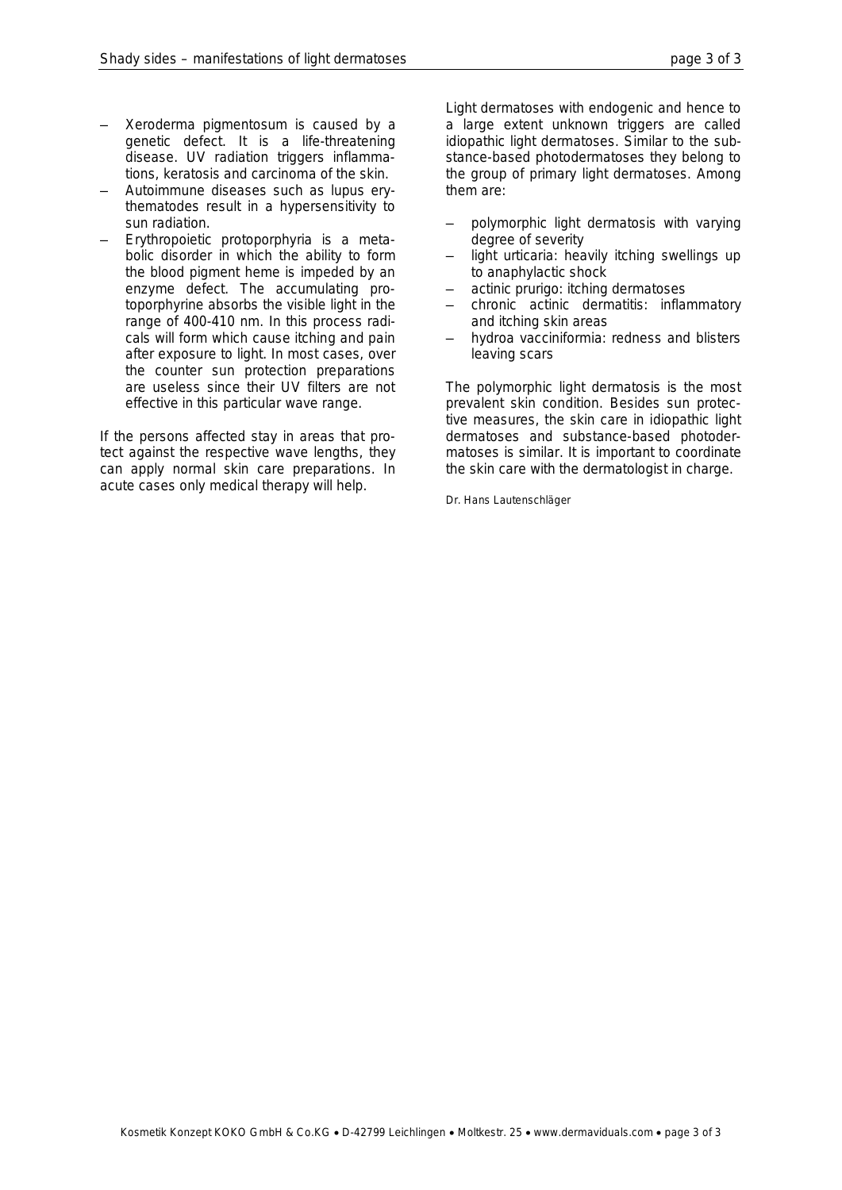- Xeroderma pigmentosum is caused by a genetic defect. It is a life-threatening disease. UV radiation triggers inflammations, keratosis and carcinoma of the skin.
- Autoimmune diseases such as lupus erythematodes result in a hypersensitivity to sun radiation.
- Erythropoietic protoporphyria is a metabolic disorder in which the ability to form the blood pigment heme is impeded by an enzyme defect. The accumulating protoporphyrine absorbs the visible light in the range of 400-410 nm. In this process radicals will form which cause itching and pain after exposure to light. In most cases, over the counter sun protection preparations are useless since their UV filters are not effective in this particular wave range.

If the persons affected stay in areas that protect against the respective wave lengths, they can apply normal skin care preparations. In acute cases only medical therapy will help.

Light dermatoses with endogenic and hence to a large extent unknown triggers are called idiopathic light dermatoses. Similar to the substance-based photodermatoses they belong to the group of primary light dermatoses. Among them are:

- polymorphic light dermatosis with varying degree of severity
- light urticaria: heavily itching swellings up to anaphylactic shock
- actinic prurigo: itching dermatoses
- chronic actinic dermatitis: inflammatory and itching skin areas
- hydroa vacciniformia: redness and blisters leaving scars

The polymorphic light dermatosis is the most prevalent skin condition. Besides sun protective measures, the skin care in idiopathic light dermatoses and substance-based photodermatoses is similar. It is important to coordinate the skin care with the dermatologist in charge.

Dr. Hans Lautenschläger